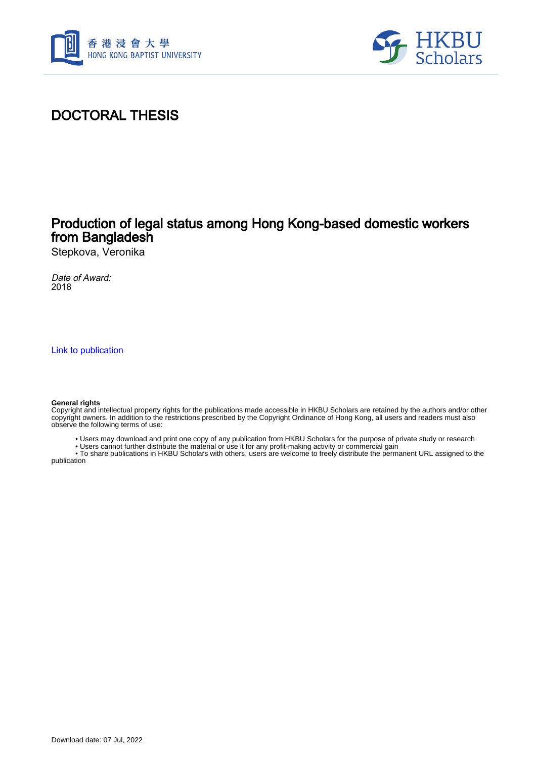# DOCTORAL THESIS

## Production of legal status among Hong Kong-based domestic workers from Bangladesh

Stepkova, Veronika

*Date of Award:*
2018

Link to publication

**General rights**
Copyright and intellectual property rights for the publications made accessible in HKBU Scholars are retained by the authors and/or other copyright owners. In addition to the restrictions prescribed by the Copyright Ordinance of Hong Kong, all users and readers must also observe the following terms of use:

- Users may download and print one copy of any publication from HKBU Scholars for the purpose of private study or research
- Users cannot further distribute the material or use it for any profit-making activity or commercial gain
- To share publications in HKBU Scholars with others, users are welcome to freely distribute the permanent URL assigned to the publication

Download date: 07 Jul, 2022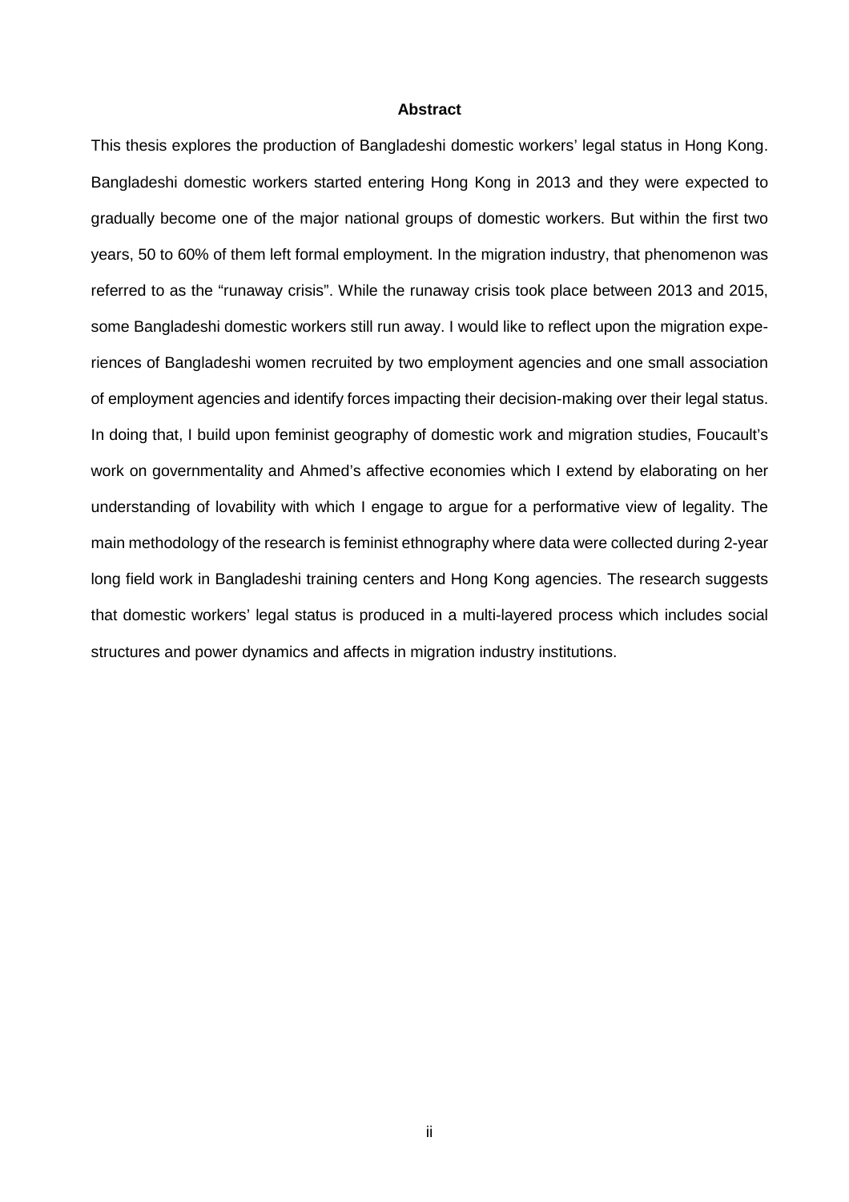## Abstract

This thesis explores the production of Bangladeshi domestic workers' legal status in Hong Kong. Bangladeshi domestic workers started entering Hong Kong in 2013 and they were expected to gradually become one of the major national groups of domestic workers. But within the first two years, 50 to 60% of them left formal employment. In the migration industry, that phenomenon was referred to as the "runaway crisis". While the runaway crisis took place between 2013 and 2015, some Bangladeshi domestic workers still run away. I would like to reflect upon the migration experiences of Bangladeshi women recruited by two employment agencies and one small association of employment agencies and identify forces impacting their decision-making over their legal status. In doing that, I build upon feminist geography of domestic work and migration studies, Foucault's work on governmentality and Ahmed's affective economies which I extend by elaborating on her understanding of lovability with which I engage to argue for a performative view of legality. The main methodology of the research is feminist ethnography where data were collected during 2-year long field work in Bangladeshi training centers and Hong Kong agencies. The research suggests that domestic workers' legal status is produced in a multi-layered process which includes social structures and power dynamics and affects in migration industry institutions.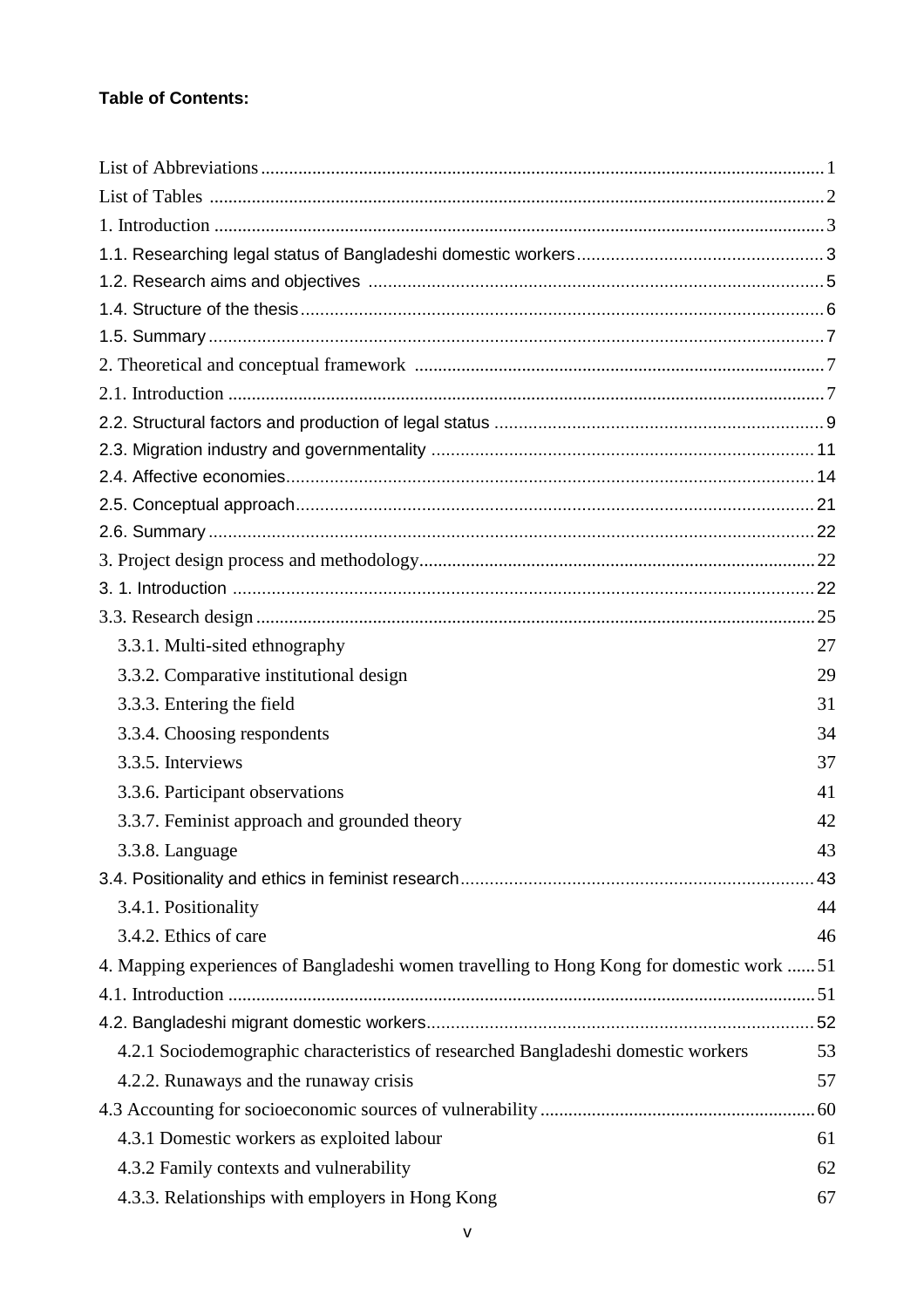**Table of Contents:**

List of Abbreviations ........................................................................................................ 1
List of Tables ................................................................................................................... 2
1. Introduction ................................................................................................................. 3
1.1. Researching legal status of Bangladeshi domestic workers ...................................... 3
1.2. Research aims and objectives .................................................................................. 5
1.4. Structure of the thesis ............................................................................................... 6
1.5. Summary ................................................................................................................... 7
2. Theoretical and conceptual framework ....................................................................... 7
2.1. Introduction ............................................................................................................... 7
2.2. Structural factors and production of legal status ...................................................... 9
2.3. Migration industry and governmentality ................................................................. 11
2.4. Affective economies ................................................................................................ 14
2.5. Conceptual approach ............................................................................................... 21
2.6. Summary ................................................................................................................. 22
3. Project design process and methodology .................................................................. 22
3. 1. Introduction ........................................................................................................... 22
3.3. Research design ...................................................................................................... 25
  3.3.1. Multi-sited ethnography 27
  3.3.2. Comparative institutional design 29
  3.3.3. Entering the field 31
  3.3.4. Choosing respondents 34
  3.3.5. Interviews 37
  3.3.6. Participant observations 41
  3.3.7. Feminist approach and grounded theory 42
  3.3.8. Language 43
3.4. Positionality and ethics in feminist research ............................................................ 43
  3.4.1. Positionality 44
  3.4.2. Ethics of care 46
4. Mapping experiences of Bangladeshi women travelling to Hong Kong for domestic work ...... 51
4.1. Introduction ............................................................................................................. 51
4.2. Bangladeshi migrant domestic workers ................................................................... 52
  4.2.1 Sociodemographic characteristics of researched Bangladeshi domestic workers 53
  4.2.2. Runaways and the runaway crisis 57
4.3 Accounting for socioeconomic sources of vulnerability ........................................... 60
  4.3.1 Domestic workers as exploited labour 61
  4.3.2 Family contexts and vulnerability 62
  4.3.3. Relationships with employers in Hong Kong 67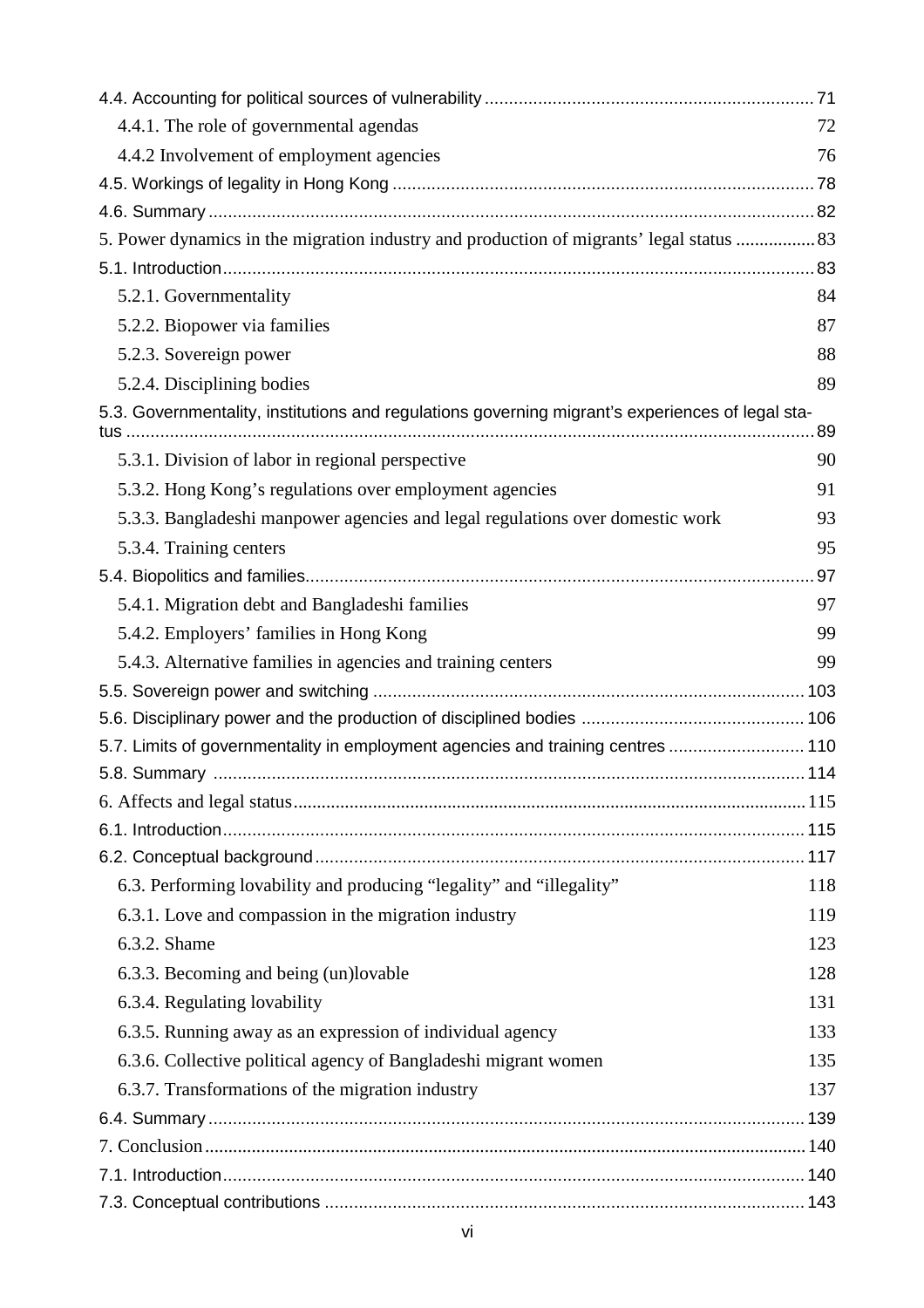4.4. Accounting for political sources of vulnerability .......... 71

4.4.1. The role of governmental agendas 72

4.4.2 Involvement of employment agencies 76

4.5. Workings of legality in Hong Kong .......... 78

4.6. Summary .......... 82

5. Power dynamics in the migration industry and production of migrants' legal status .......... 83

5.1. Introduction .......... 83

5.2.1. Governmentality 84

5.2.2. Biopower via families 87

5.2.3. Sovereign power 88

5.2.4. Disciplining bodies 89

5.3. Governmentality, institutions and regulations governing migrant's experiences of legal status .......... 89

5.3.1. Division of labor in regional perspective 90

5.3.2. Hong Kong's regulations over employment agencies 91

5.3.3. Bangladeshi manpower agencies and legal regulations over domestic work 93

5.3.4. Training centers 95

5.4. Biopolitics and families .......... 97

5.4.1. Migration debt and Bangladeshi families 97

5.4.2. Employers' families in Hong Kong 99

5.4.3. Alternative families in agencies and training centers 99

5.5. Sovereign power and switching .......... 103

5.6. Disciplinary power and the production of disciplined bodies .......... 106

5.7. Limits of governmentality in employment agencies and training centres .......... 110

5.8. Summary .......... 114

6. Affects and legal status .......... 115

6.1. Introduction .......... 115

6.2. Conceptual background .......... 117

6.3. Performing lovability and producing "legality" and "illegality" 118

6.3.1. Love and compassion in the migration industry 119

6.3.2. Shame 123

6.3.3. Becoming and being (un)lovable 128

6.3.4. Regulating lovability 131

6.3.5. Running away as an expression of individual agency 133

6.3.6. Collective political agency of Bangladeshi migrant women 135

6.3.7. Transformations of the migration industry 137

6.4. Summary .......... 139

7. Conclusion .......... 140

7.1. Introduction .......... 140

7.3. Conceptual contributions .......... 143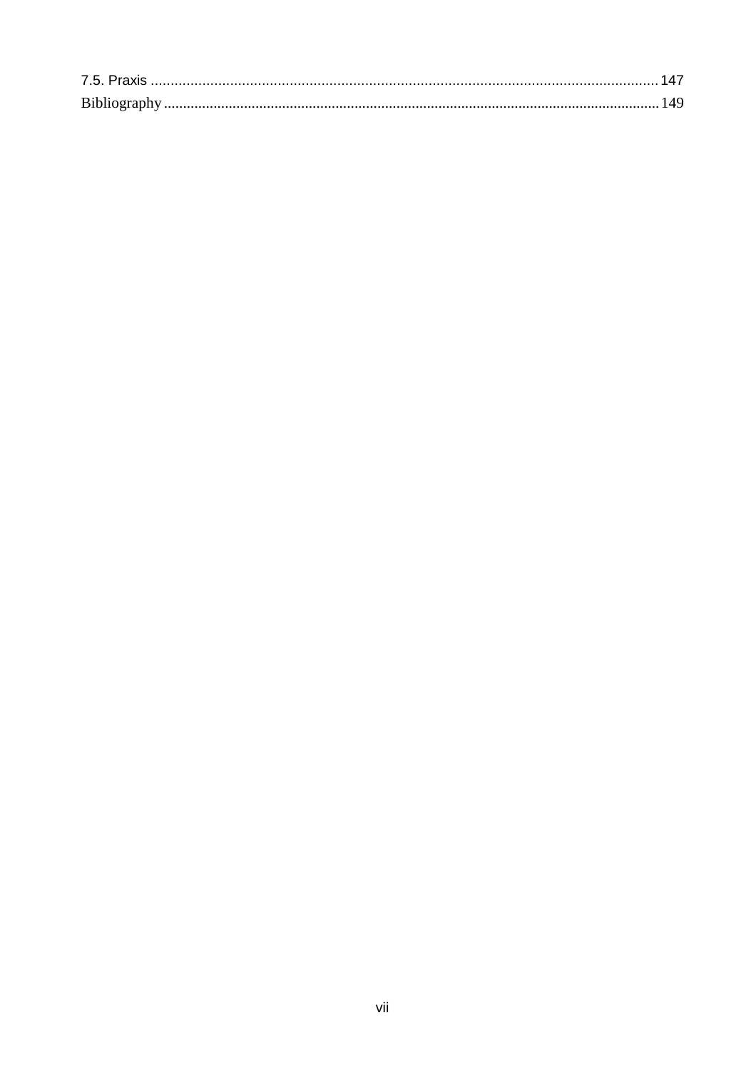7.5. Praxis ........................................................................................................................ 147
Bibliography ...................................................................................................................... 149